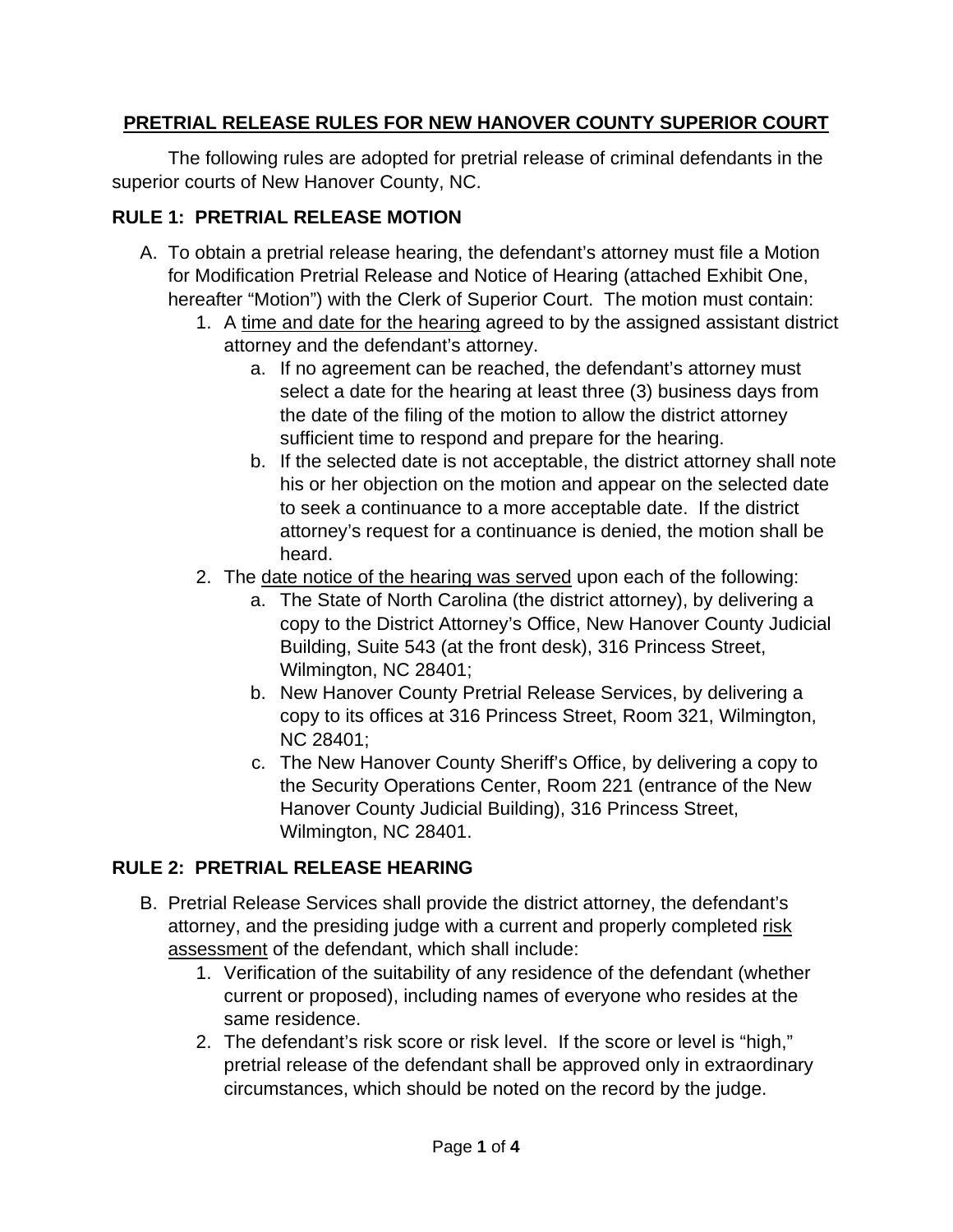# PRETRIAL RELEASE RULES FOR NEW HANOVER COUNTY SUPERIOR COURT

The following rules are adopted for pretrial release of criminal defendants in the superior courts of New Hanover County, NC.

## RULE 1: PRETRIAL RELEASE MOTION

A. To obtain a pretrial release hearing, the defendant's attorney must file a Motion for Modification Pretrial Release and Notice of Hearing (attached Exhibit One, hereafter "Motion") with the Clerk of Superior Court. The motion must contain:
   1. A time and date for the hearing agreed to by the assigned assistant district attorney and the defendant's attorney.
      a. If no agreement can be reached, the defendant's attorney must select a date for the hearing at least three (3) business days from the date of the filing of the motion to allow the district attorney sufficient time to respond and prepare for the hearing.
      b. If the selected date is not acceptable, the district attorney shall note his or her objection on the motion and appear on the selected date to seek a continuance to a more acceptable date. If the district attorney's request for a continuance is denied, the motion shall be heard.
   2. The date notice of the hearing was served upon each of the following:
      a. The State of North Carolina (the district attorney), by delivering a copy to the District Attorney's Office, New Hanover County Judicial Building, Suite 543 (at the front desk), 316 Princess Street, Wilmington, NC 28401;
      b. New Hanover County Pretrial Release Services, by delivering a copy to its offices at 316 Princess Street, Room 321, Wilmington, NC 28401;
      c. The New Hanover County Sheriff's Office, by delivering a copy to the Security Operations Center, Room 221 (entrance of the New Hanover County Judicial Building), 316 Princess Street, Wilmington, NC 28401.

## RULE 2: PRETRIAL RELEASE HEARING

B. Pretrial Release Services shall provide the district attorney, the defendant's attorney, and the presiding judge with a current and properly completed risk assessment of the defendant, which shall include:
   1. Verification of the suitability of any residence of the defendant (whether current or proposed), including names of everyone who resides at the same residence.
   2. The defendant's risk score or risk level. If the score or level is "high," pretrial release of the defendant shall be approved only in extraordinary circumstances, which should be noted on the record by the judge.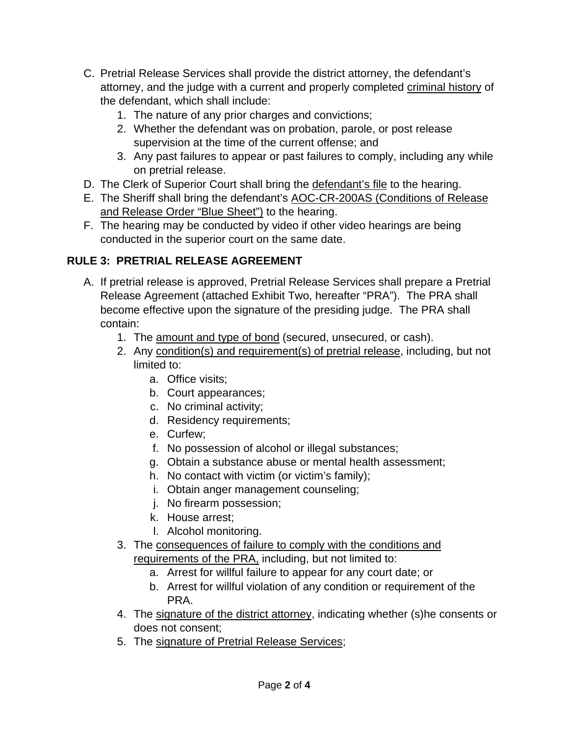C. Pretrial Release Services shall provide the district attorney, the defendant's attorney, and the judge with a current and properly completed criminal history of the defendant, which shall include:
   1. The nature of any prior charges and convictions;
   2. Whether the defendant was on probation, parole, or post release supervision at the time of the current offense; and
   3. Any past failures to appear or past failures to comply, including any while on pretrial release.

D. The Clerk of Superior Court shall bring the defendant's file to the hearing.

E. The Sheriff shall bring the defendant's AOC-CR-200AS (Conditions of Release and Release Order "Blue Sheet") to the hearing.

F. The hearing may be conducted by video if other video hearings are being conducted in the superior court on the same date.

## RULE 3: PRETRIAL RELEASE AGREEMENT

A. If pretrial release is approved, Pretrial Release Services shall prepare a Pretrial Release Agreement (attached Exhibit Two, hereafter "PRA"). The PRA shall become effective upon the signature of the presiding judge. The PRA shall contain:
   1. The amount and type of bond (secured, unsecured, or cash).
   2. Any condition(s) and requirement(s) of pretrial release, including, but not limited to:
      a. Office visits;
      b. Court appearances;
      c. No criminal activity;
      d. Residency requirements;
      e. Curfew;
      f. No possession of alcohol or illegal substances;
      g. Obtain a substance abuse or mental health assessment;
      h. No contact with victim (or victim's family);
      i. Obtain anger management counseling;
      j. No firearm possession;
      k. House arrest;
      l. Alcohol monitoring.
   3. The consequences of failure to comply with the conditions and requirements of the PRA, including, but not limited to:
      a. Arrest for willful failure to appear for any court date; or
      b. Arrest for willful violation of any condition or requirement of the PRA.
   4. The signature of the district attorney, indicating whether (s)he consents or does not consent;
   5. The signature of Pretrial Release Services;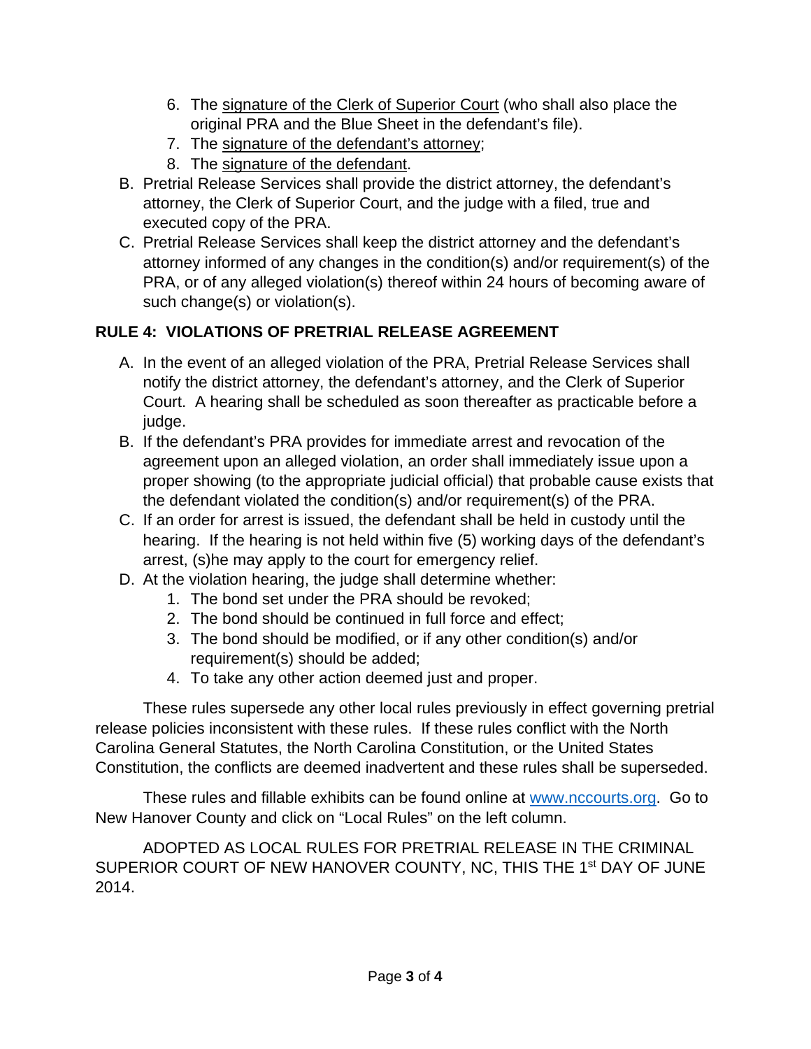6. The signature of the Clerk of Superior Court (who shall also place the original PRA and the Blue Sheet in the defendant's file).
7. The signature of the defendant's attorney;
8. The signature of the defendant.

B. Pretrial Release Services shall provide the district attorney, the defendant's attorney, the Clerk of Superior Court, and the judge with a filed, true and executed copy of the PRA.

C. Pretrial Release Services shall keep the district attorney and the defendant's attorney informed of any changes in the condition(s) and/or requirement(s) of the PRA, or of any alleged violation(s) thereof within 24 hours of becoming aware of such change(s) or violation(s).

## RULE 4: VIOLATIONS OF PRETRIAL RELEASE AGREEMENT

A. In the event of an alleged violation of the PRA, Pretrial Release Services shall notify the district attorney, the defendant's attorney, and the Clerk of Superior Court. A hearing shall be scheduled as soon thereafter as practicable before a judge.

B. If the defendant's PRA provides for immediate arrest and revocation of the agreement upon an alleged violation, an order shall immediately issue upon a proper showing (to the appropriate judicial official) that probable cause exists that the defendant violated the condition(s) and/or requirement(s) of the PRA.

C. If an order for arrest is issued, the defendant shall be held in custody until the hearing. If the hearing is not held within five (5) working days of the defendant's arrest, (s)he may apply to the court for emergency relief.

D. At the violation hearing, the judge shall determine whether:
   1. The bond set under the PRA should be revoked;
   2. The bond should be continued in full force and effect;
   3. The bond should be modified, or if any other condition(s) and/or requirement(s) should be added;
   4. To take any other action deemed just and proper.

These rules supersede any other local rules previously in effect governing pretrial release policies inconsistent with these rules. If these rules conflict with the North Carolina General Statutes, the North Carolina Constitution, or the United States Constitution, the conflicts are deemed inadvertent and these rules shall be superseded.

These rules and fillable exhibits can be found online at www.nccourts.org. Go to New Hanover County and click on "Local Rules" on the left column.

ADOPTED AS LOCAL RULES FOR PRETRIAL RELEASE IN THE CRIMINAL SUPERIOR COURT OF NEW HANOVER COUNTY, NC, THIS THE 1st DAY OF JUNE 2014.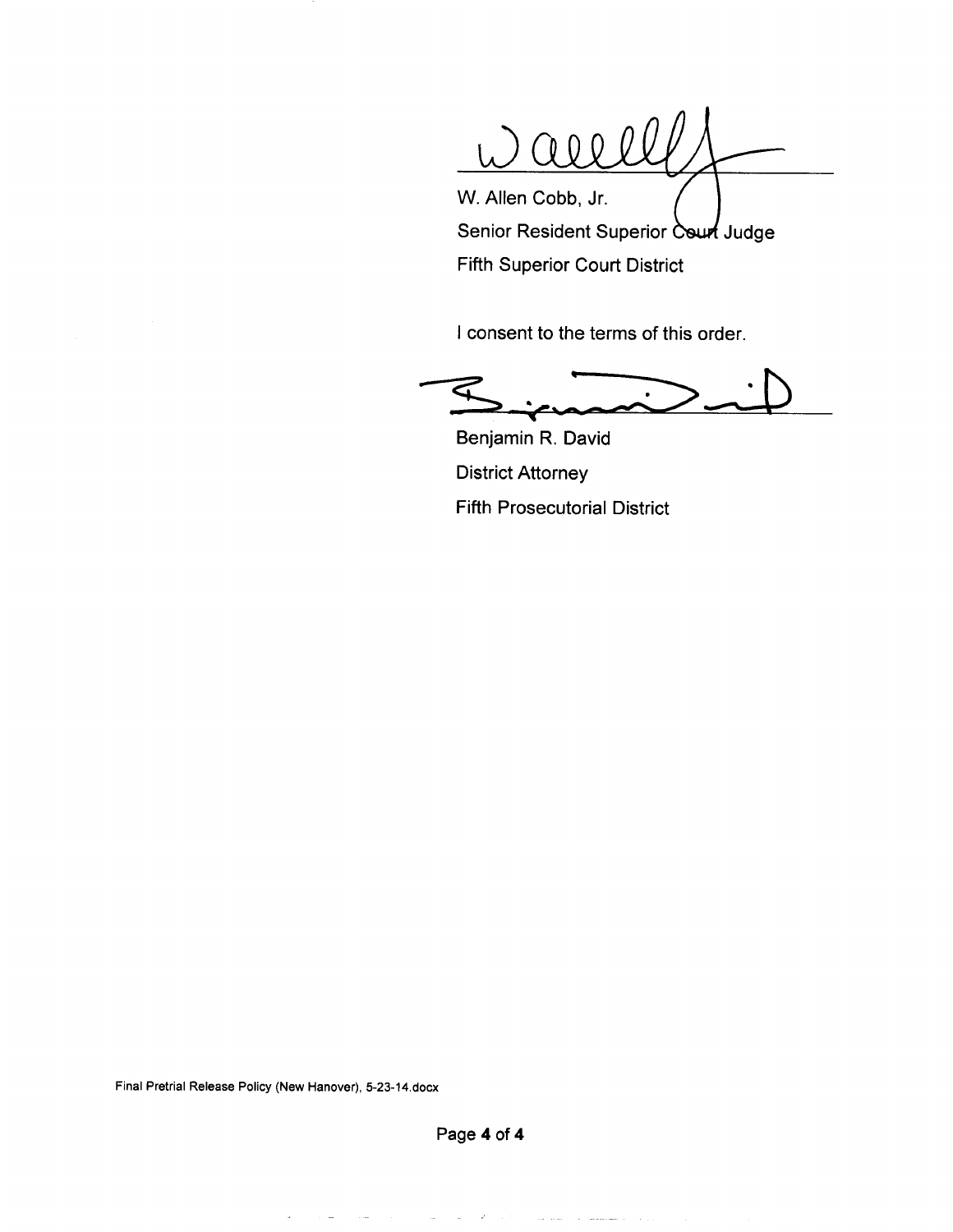W. Allen Cobb, Jr.
Senior Resident Superior Court Judge
Fifth Superior Court District

I consent to the terms of this order.

Benjamin R. David
District Attorney
Fifth Prosecutorial District

Final Pretrial Release Policy (New Hanover), 5-23-14.docx